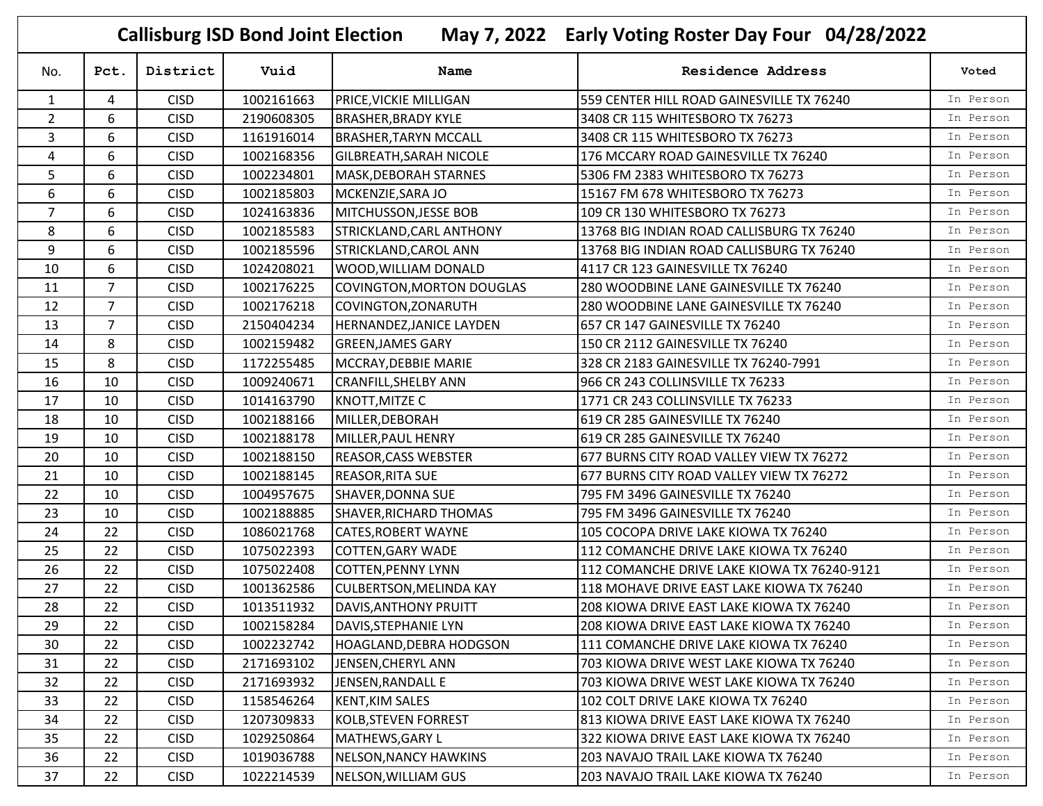# Callisburg ISD Bond Joint Election May 7, 2022 Early Voting Roster Day Four 04/28/2022

| No. | Pct. | District | Vuid | Name | Residence Address | Voted |
|---|---|---|---|---|---|---|
| 1 | 4 | CISD | 1002161663 | PRICE,VICKIE MILLIGAN | 559 CENTER HILL ROAD GAINESVILLE TX 76240 | In Person |
| 2 | 6 | CISD | 2190608305 | BRASHER,BRADY KYLE | 3408 CR 115 WHITESBORO TX 76273 | In Person |
| 3 | 6 | CISD | 1161916014 | BRASHER,TARYN MCCALL | 3408 CR 115 WHITESBORO TX 76273 | In Person |
| 4 | 6 | CISD | 1002168356 | GILBREATH,SARAH NICOLE | 176 MCCARY ROAD GAINESVILLE TX 76240 | In Person |
| 5 | 6 | CISD | 1002234801 | MASK,DEBORAH STARNES | 5306 FM 2383 WHITESBORO TX 76273 | In Person |
| 6 | 6 | CISD | 1002185803 | MCKENZIE,SARA JO | 15167 FM 678 WHITESBORO TX 76273 | In Person |
| 7 | 6 | CISD | 1024163836 | MITCHUSSON,JESSE BOB | 109 CR 130 WHITESBORO TX 76273 | In Person |
| 8 | 6 | CISD | 1002185583 | STRICKLAND,CARL ANTHONY | 13768 BIG INDIAN ROAD CALLISBURG TX 76240 | In Person |
| 9 | 6 | CISD | 1002185596 | STRICKLAND,CAROL ANN | 13768 BIG INDIAN ROAD CALLISBURG TX 76240 | In Person |
| 10 | 6 | CISD | 1024208021 | WOOD,WILLIAM DONALD | 4117 CR 123 GAINESVILLE TX 76240 | In Person |
| 11 | 7 | CISD | 1002176225 | COVINGTON,MORTON DOUGLAS | 280 WOODBINE LANE GAINESVILLE TX 76240 | In Person |
| 12 | 7 | CISD | 1002176218 | COVINGTON,ZONARUTH | 280 WOODBINE LANE GAINESVILLE TX 76240 | In Person |
| 13 | 7 | CISD | 2150404234 | HERNANDEZ,JANICE LAYDEN | 657 CR 147 GAINESVILLE TX 76240 | In Person |
| 14 | 8 | CISD | 1002159482 | GREEN,JAMES GARY | 150 CR 2112 GAINESVILLE TX 76240 | In Person |
| 15 | 8 | CISD | 1172255485 | MCCRAY,DEBBIE MARIE | 328 CR 2183 GAINESVILLE TX 76240-7991 | In Person |
| 16 | 10 | CISD | 1009240671 | CRANFILL,SHELBY ANN | 966 CR 243 COLLINSVILLE TX 76233 | In Person |
| 17 | 10 | CISD | 1014163790 | KNOTT,MITZE C | 1771 CR 243 COLLINSVILLE TX 76233 | In Person |
| 18 | 10 | CISD | 1002188166 | MILLER,DEBORAH | 619 CR 285 GAINESVILLE TX 76240 | In Person |
| 19 | 10 | CISD | 1002188178 | MILLER,PAUL HENRY | 619 CR 285 GAINESVILLE TX 76240 | In Person |
| 20 | 10 | CISD | 1002188150 | REASOR,CASS WEBSTER | 677 BURNS CITY ROAD VALLEY VIEW TX 76272 | In Person |
| 21 | 10 | CISD | 1002188145 | REASOR,RITA SUE | 677 BURNS CITY ROAD VALLEY VIEW TX 76272 | In Person |
| 22 | 10 | CISD | 1004957675 | SHAVER,DONNA SUE | 795 FM 3496 GAINESVILLE TX 76240 | In Person |
| 23 | 10 | CISD | 1002188885 | SHAVER,RICHARD THOMAS | 795 FM 3496 GAINESVILLE TX 76240 | In Person |
| 24 | 22 | CISD | 1086021768 | CATES,ROBERT WAYNE | 105 COCOPA DRIVE LAKE KIOWA TX 76240 | In Person |
| 25 | 22 | CISD | 1075022393 | COTTEN,GARY WADE | 112 COMANCHE DRIVE LAKE KIOWA TX 76240 | In Person |
| 26 | 22 | CISD | 1075022408 | COTTEN,PENNY LYNN | 112 COMANCHE DRIVE LAKE KIOWA TX 76240-9121 | In Person |
| 27 | 22 | CISD | 1001362586 | CULBERTSON,MELINDA KAY | 118 MOHAVE DRIVE EAST LAKE KIOWA TX 76240 | In Person |
| 28 | 22 | CISD | 1013511932 | DAVIS,ANTHONY PRUITT | 208 KIOWA DRIVE EAST LAKE KIOWA TX 76240 | In Person |
| 29 | 22 | CISD | 1002158284 | DAVIS,STEPHANIE LYN | 208 KIOWA DRIVE EAST LAKE KIOWA TX 76240 | In Person |
| 30 | 22 | CISD | 1002232742 | HOAGLAND,DEBRA HODGSON | 111 COMANCHE DRIVE LAKE KIOWA TX 76240 | In Person |
| 31 | 22 | CISD | 2171693102 | JENSEN,CHERYL ANN | 703 KIOWA DRIVE WEST LAKE KIOWA TX 76240 | In Person |
| 32 | 22 | CISD | 2171693932 | JENSEN,RANDALL E | 703 KIOWA DRIVE WEST LAKE KIOWA TX 76240 | In Person |
| 33 | 22 | CISD | 1158546264 | KENT,KIM SALES | 102 COLT DRIVE LAKE KIOWA TX 76240 | In Person |
| 34 | 22 | CISD | 1207309833 | KOLB,STEVEN FORREST | 813 KIOWA DRIVE EAST LAKE KIOWA TX 76240 | In Person |
| 35 | 22 | CISD | 1029250864 | MATHEWS,GARY L | 322 KIOWA DRIVE EAST LAKE KIOWA TX 76240 | In Person |
| 36 | 22 | CISD | 1019036788 | NELSON,NANCY HAWKINS | 203 NAVAJO TRAIL LAKE KIOWA TX 76240 | In Person |
| 37 | 22 | CISD | 1022214539 | NELSON,WILLIAM GUS | 203 NAVAJO TRAIL LAKE KIOWA TX 76240 | In Person |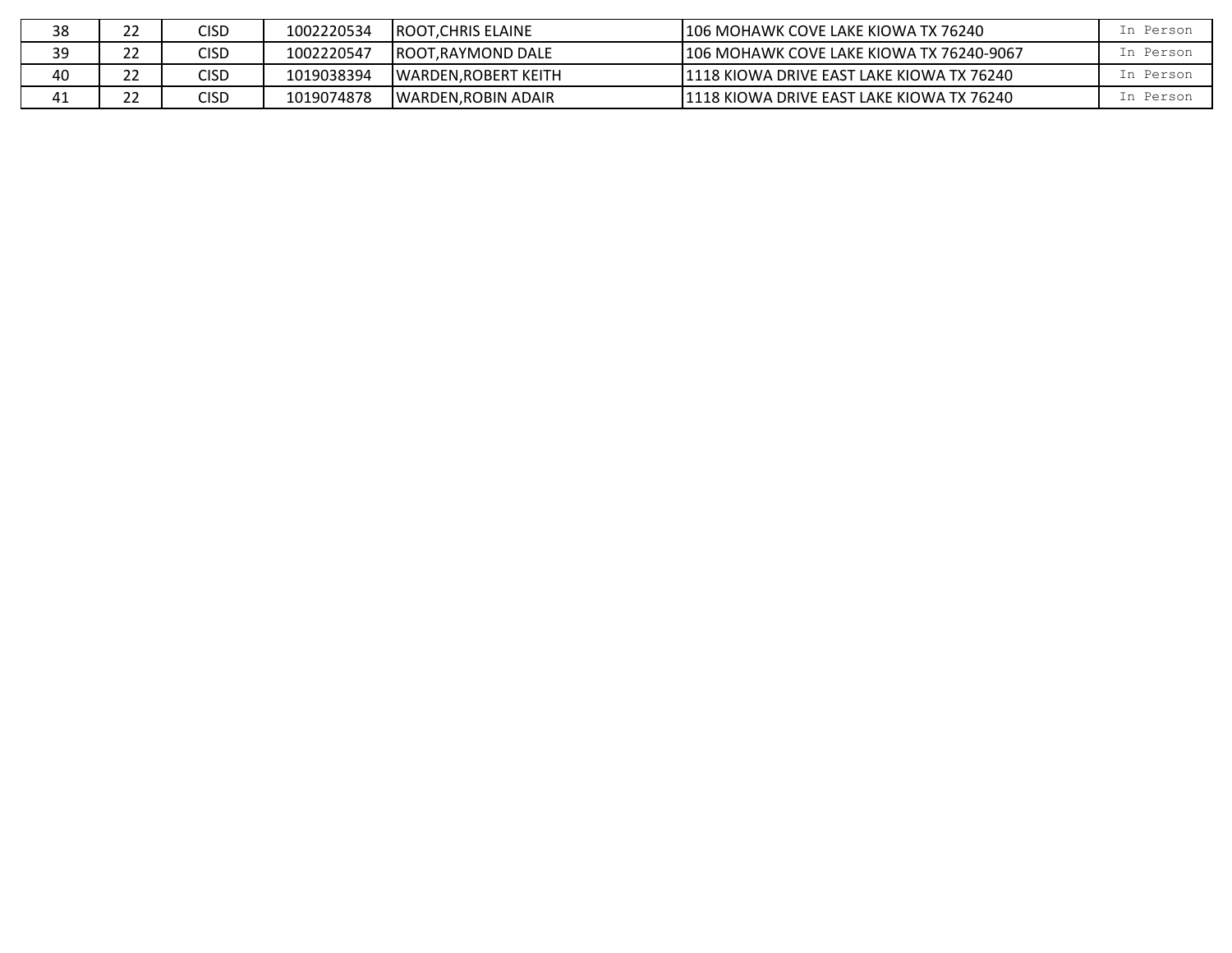| | | | | | | |
|---|---|---|---|---|---|---|
| 38 | 22 | CISD | 1002220534 | ROOT,CHRIS ELAINE | 106 MOHAWK COVE LAKE KIOWA TX 76240 | In Person |
| 39 | 22 | CISD | 1002220547 | ROOT,RAYMOND DALE | 106 MOHAWK COVE LAKE KIOWA TX 76240-9067 | In Person |
| 40 | 22 | CISD | 1019038394 | WARDEN,ROBERT KEITH | 1118 KIOWA DRIVE EAST LAKE KIOWA TX 76240 | In Person |
| 41 | 22 | CISD | 1019074878 | WARDEN,ROBIN ADAIR | 1118 KIOWA DRIVE EAST LAKE KIOWA TX 76240 | In Person |